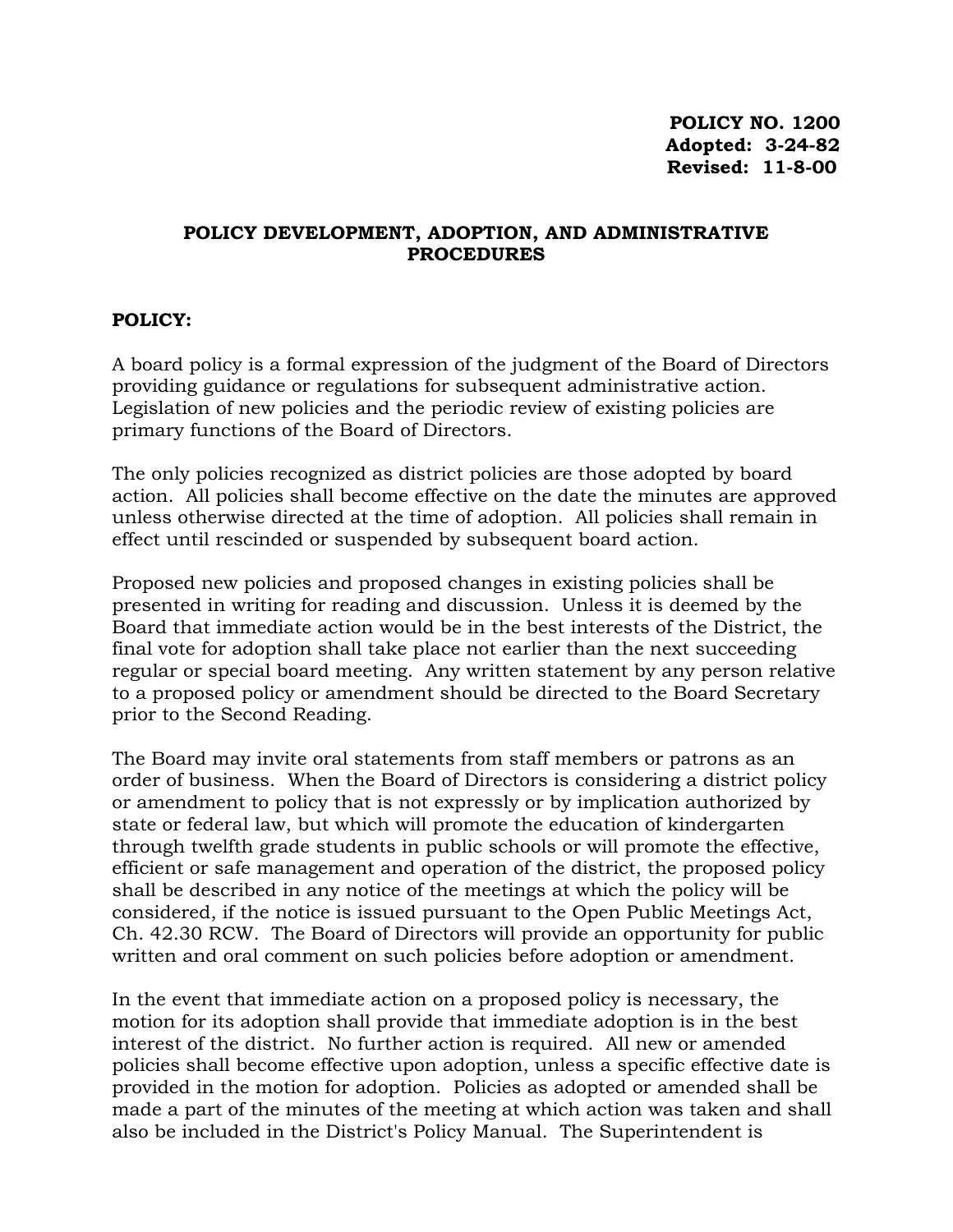**POLICY NO. 1200**
**Adopted: 3-24-82**
**Revised: 11-8-00**

# POLICY DEVELOPMENT, ADOPTION, AND ADMINISTRATIVE PROCEDURES

## POLICY:

A board policy is a formal expression of the judgment of the Board of Directors providing guidance or regulations for subsequent administrative action. Legislation of new policies and the periodic review of existing policies are primary functions of the Board of Directors.

The only policies recognized as district policies are those adopted by board action. All policies shall become effective on the date the minutes are approved unless otherwise directed at the time of adoption. All policies shall remain in effect until rescinded or suspended by subsequent board action.

Proposed new policies and proposed changes in existing policies shall be presented in writing for reading and discussion. Unless it is deemed by the Board that immediate action would be in the best interests of the District, the final vote for adoption shall take place not earlier than the next succeeding regular or special board meeting. Any written statement by any person relative to a proposed policy or amendment should be directed to the Board Secretary prior to the Second Reading.

The Board may invite oral statements from staff members or patrons as an order of business. When the Board of Directors is considering a district policy or amendment to policy that is not expressly or by implication authorized by state or federal law, but which will promote the education of kindergarten through twelfth grade students in public schools or will promote the effective, efficient or safe management and operation of the district, the proposed policy shall be described in any notice of the meetings at which the policy will be considered, if the notice is issued pursuant to the Open Public Meetings Act, Ch. 42.30 RCW. The Board of Directors will provide an opportunity for public written and oral comment on such policies before adoption or amendment.

In the event that immediate action on a proposed policy is necessary, the motion for its adoption shall provide that immediate adoption is in the best interest of the district. No further action is required. All new or amended policies shall become effective upon adoption, unless a specific effective date is provided in the motion for adoption. Policies as adopted or amended shall be made a part of the minutes of the meeting at which action was taken and shall also be included in the District's Policy Manual. The Superintendent is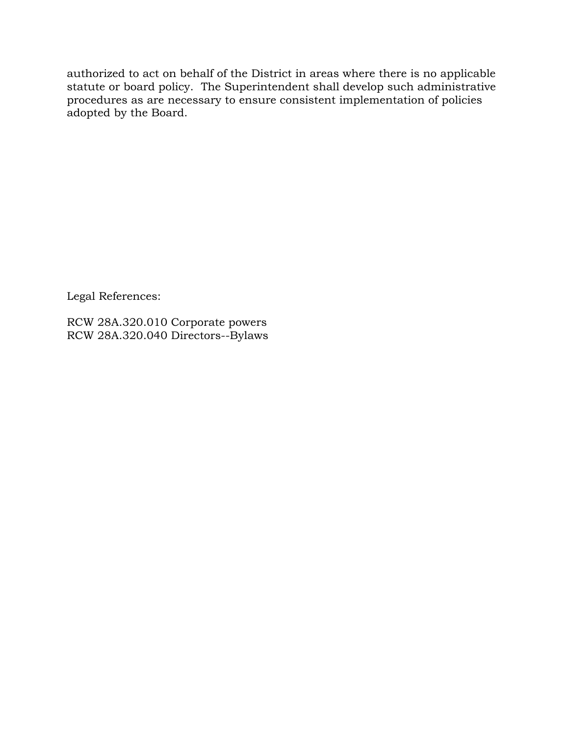authorized to act on behalf of the District in areas where there is no applicable statute or board policy. The Superintendent shall develop such administrative procedures as are necessary to ensure consistent implementation of policies adopted by the Board.

Legal References:

RCW 28A.320.010 Corporate powers
RCW 28A.320.040 Directors--Bylaws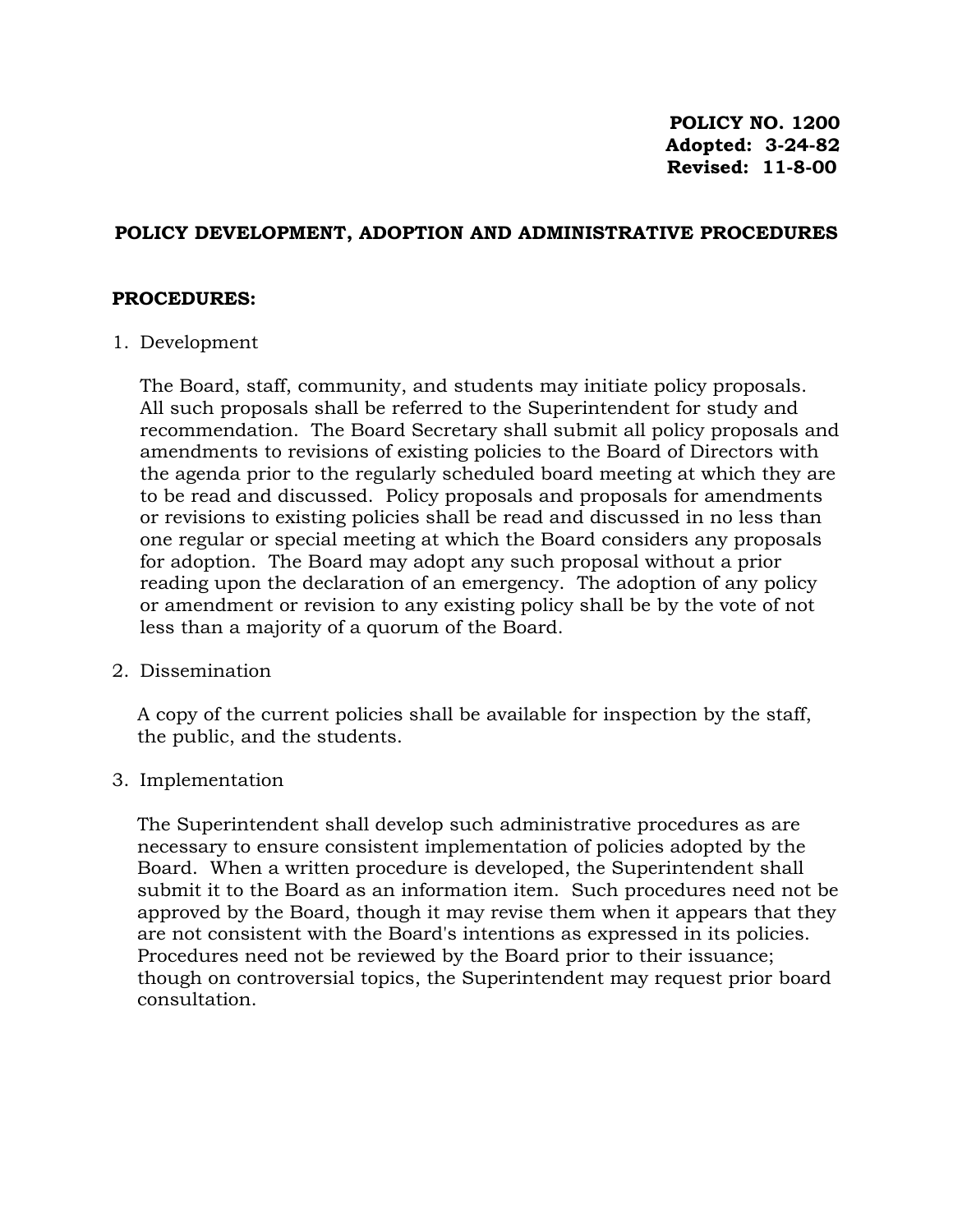**POLICY NO. 1200**
**Adopted: 3-24-82**
**Revised: 11-8-00**

## POLICY DEVELOPMENT, ADOPTION AND ADMINISTRATIVE PROCEDURES

**PROCEDURES:**

1. Development

   The Board, staff, community, and students may initiate policy proposals. All such proposals shall be referred to the Superintendent for study and recommendation. The Board Secretary shall submit all policy proposals and amendments to revisions of existing policies to the Board of Directors with the agenda prior to the regularly scheduled board meeting at which they are to be read and discussed. Policy proposals and proposals for amendments or revisions to existing policies shall be read and discussed in no less than one regular or special meeting at which the Board considers any proposals for adoption. The Board may adopt any such proposal without a prior reading upon the declaration of an emergency. The adoption of any policy or amendment or revision to any existing policy shall be by the vote of not less than a majority of a quorum of the Board.

2. Dissemination

   A copy of the current policies shall be available for inspection by the staff, the public, and the students.

3. Implementation

   The Superintendent shall develop such administrative procedures as are necessary to ensure consistent implementation of policies adopted by the Board. When a written procedure is developed, the Superintendent shall submit it to the Board as an information item. Such procedures need not be approved by the Board, though it may revise them when it appears that they are not consistent with the Board's intentions as expressed in its policies. Procedures need not be reviewed by the Board prior to their issuance; though on controversial topics, the Superintendent may request prior board consultation.